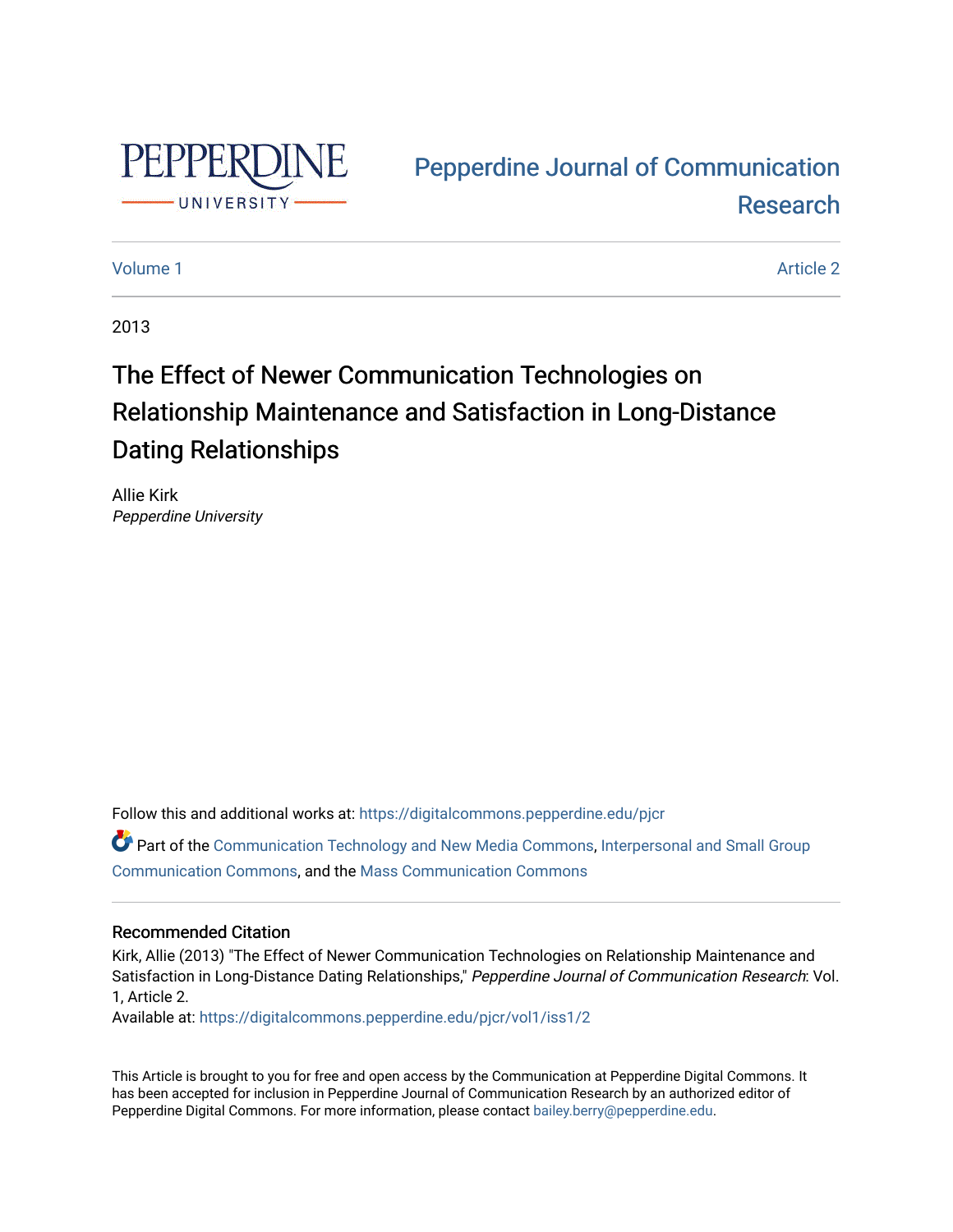PEPPERDINE UNIVERSITY

Pepperdine Journal of Communication Research

Volume 1 | Article 2

2013

# The Effect of Newer Communication Technologies on Relationship Maintenance and Satisfaction in Long-Distance Dating Relationships

Allie Kirk
*Pepperdine University*

Follow this and additional works at: https://digitalcommons.pepperdine.edu/pjcr

Part of the Communication Technology and New Media Commons, Interpersonal and Small Group Communication Commons, and the Mass Communication Commons

## Recommended Citation

Kirk, Allie (2013) "The Effect of Newer Communication Technologies on Relationship Maintenance and Satisfaction in Long-Distance Dating Relationships," *Pepperdine Journal of Communication Research*: Vol. 1, Article 2.
Available at: https://digitalcommons.pepperdine.edu/pjcr/vol1/iss1/2

This Article is brought to you for free and open access by the Communication at Pepperdine Digital Commons. It has been accepted for inclusion in Pepperdine Journal of Communication Research by an authorized editor of Pepperdine Digital Commons. For more information, please contact bailey.berry@pepperdine.edu.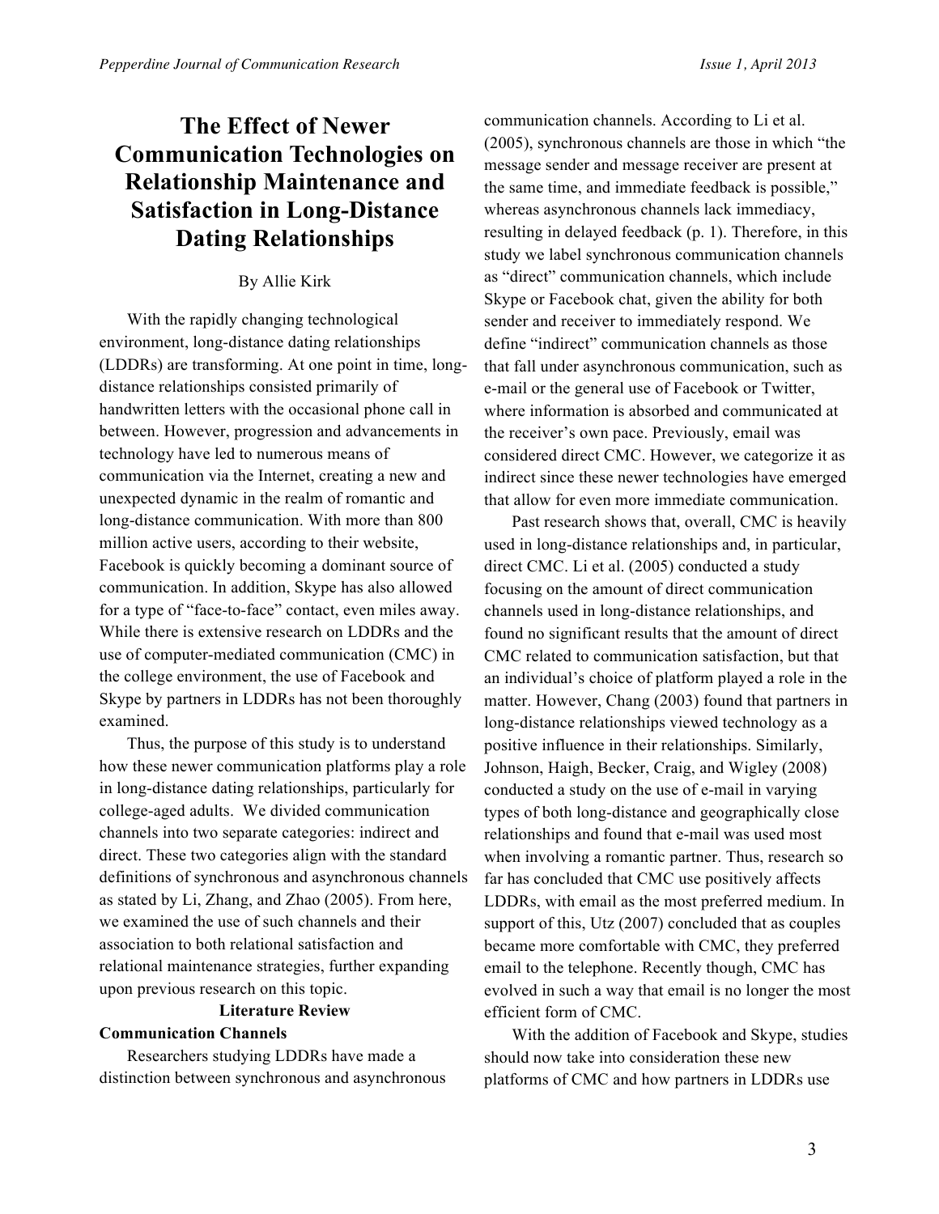# The Effect of Newer Communication Technologies on Relationship Maintenance and Satisfaction in Long-Distance Dating Relationships

By Allie Kirk

With the rapidly changing technological environment, long-distance dating relationships (LDDRs) are transforming. At one point in time, long-distance relationships consisted primarily of handwritten letters with the occasional phone call in between. However, progression and advancements in technology have led to numerous means of communication via the Internet, creating a new and unexpected dynamic in the realm of romantic and long-distance communication. With more than 800 million active users, according to their website, Facebook is quickly becoming a dominant source of communication. In addition, Skype has also allowed for a type of "face-to-face" contact, even miles away. While there is extensive research on LDDRs and the use of computer-mediated communication (CMC) in the college environment, the use of Facebook and Skype by partners in LDDRs has not been thoroughly examined.

Thus, the purpose of this study is to understand how these newer communication platforms play a role in long-distance dating relationships, particularly for college-aged adults. We divided communication channels into two separate categories: indirect and direct. These two categories align with the standard definitions of synchronous and asynchronous channels as stated by Li, Zhang, and Zhao (2005). From here, we examined the use of such channels and their association to both relational satisfaction and relational maintenance strategies, further expanding upon previous research on this topic.

## Literature Review

### Communication Channels

Researchers studying LDDRs have made a distinction between synchronous and asynchronous communication channels. According to Li et al. (2005), synchronous channels are those in which "the message sender and message receiver are present at the same time, and immediate feedback is possible," whereas asynchronous channels lack immediacy, resulting in delayed feedback (p. 1). Therefore, in this study we label synchronous communication channels as "direct" communication channels, which include Skype or Facebook chat, given the ability for both sender and receiver to immediately respond. We define "indirect" communication channels as those that fall under asynchronous communication, such as e-mail or the general use of Facebook or Twitter, where information is absorbed and communicated at the receiver's own pace. Previously, email was considered direct CMC. However, we categorize it as indirect since these newer technologies have emerged that allow for even more immediate communication.

Past research shows that, overall, CMC is heavily used in long-distance relationships and, in particular, direct CMC. Li et al. (2005) conducted a study focusing on the amount of direct communication channels used in long-distance relationships, and found no significant results that the amount of direct CMC related to communication satisfaction, but that an individual's choice of platform played a role in the matter. However, Chang (2003) found that partners in long-distance relationships viewed technology as a positive influence in their relationships. Similarly, Johnson, Haigh, Becker, Craig, and Wigley (2008) conducted a study on the use of e-mail in varying types of both long-distance and geographically close relationships and found that e-mail was used most when involving a romantic partner. Thus, research so far has concluded that CMC use positively affects LDDRs, with email as the most preferred medium. In support of this, Utz (2007) concluded that as couples became more comfortable with CMC, they preferred email to the telephone. Recently though, CMC has evolved in such a way that email is no longer the most efficient form of CMC.

With the addition of Facebook and Skype, studies should now take into consideration these new platforms of CMC and how partners in LDDRs use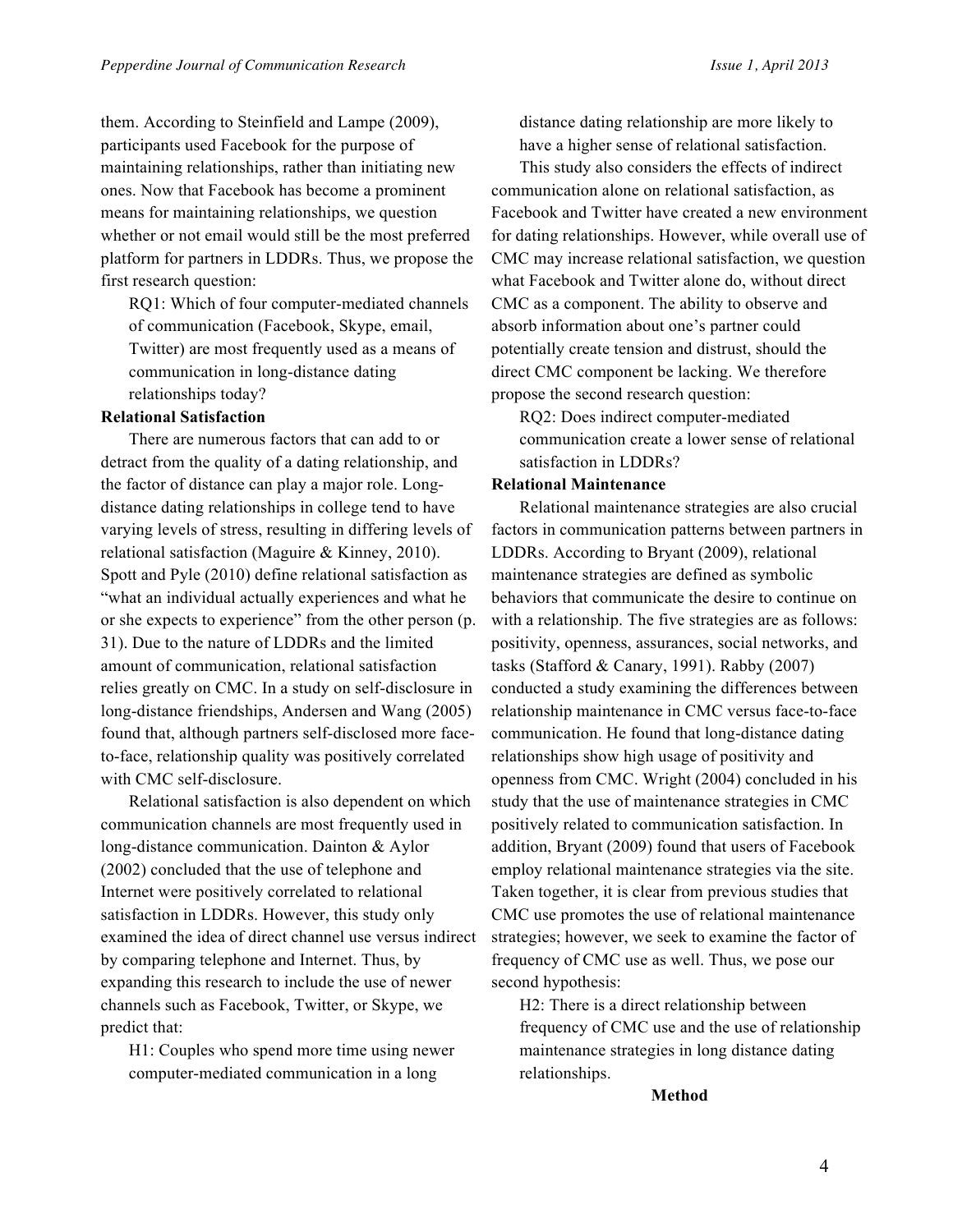them. According to Steinfield and Lampe (2009), participants used Facebook for the purpose of maintaining relationships, rather than initiating new ones. Now that Facebook has become a prominent means for maintaining relationships, we question whether or not email would still be the most preferred platform for partners in LDDRs. Thus, we propose the first research question:

> RQ1: Which of four computer-mediated channels of communication (Facebook, Skype, email, Twitter) are most frequently used as a means of communication in long-distance dating relationships today?

**Relational Satisfaction**

There are numerous factors that can add to or detract from the quality of a dating relationship, and the factor of distance can play a major role. Long-distance dating relationships in college tend to have varying levels of stress, resulting in differing levels of relational satisfaction (Maguire & Kinney, 2010). Spott and Pyle (2010) define relational satisfaction as "what an individual actually experiences and what he or she expects to experience" from the other person (p. 31). Due to the nature of LDDRs and the limited amount of communication, relational satisfaction relies greatly on CMC. In a study on self-disclosure in long-distance friendships, Andersen and Wang (2005) found that, although partners self-disclosed more face-to-face, relationship quality was positively correlated with CMC self-disclosure.

Relational satisfaction is also dependent on which communication channels are most frequently used in long-distance communication. Dainton & Aylor (2002) concluded that the use of telephone and Internet were positively correlated to relational satisfaction in LDDRs. However, this study only examined the idea of direct channel use versus indirect by comparing telephone and Internet. Thus, by expanding this research to include the use of newer channels such as Facebook, Twitter, or Skype, we predict that:

> H1: Couples who spend more time using newer computer-mediated communication in a long distance dating relationship are more likely to have a higher sense of relational satisfaction.

This study also considers the effects of indirect communication alone on relational satisfaction, as Facebook and Twitter have created a new environment for dating relationships. However, while overall use of CMC may increase relational satisfaction, we question what Facebook and Twitter alone do, without direct CMC as a component. The ability to observe and absorb information about one's partner could potentially create tension and distrust, should the direct CMC component be lacking. We therefore propose the second research question:

> RQ2: Does indirect computer-mediated communication create a lower sense of relational satisfaction in LDDRs?

**Relational Maintenance**

Relational maintenance strategies are also crucial factors in communication patterns between partners in LDDRs. According to Bryant (2009), relational maintenance strategies are defined as symbolic behaviors that communicate the desire to continue on with a relationship. The five strategies are as follows: positivity, openness, assurances, social networks, and tasks (Stafford & Canary, 1991). Rabby (2007) conducted a study examining the differences between relationship maintenance in CMC versus face-to-face communication. He found that long-distance dating relationships show high usage of positivity and openness from CMC. Wright (2004) concluded in his study that the use of maintenance strategies in CMC positively related to communication satisfaction. In addition, Bryant (2009) found that users of Facebook employ relational maintenance strategies via the site. Taken together, it is clear from previous studies that CMC use promotes the use of relational maintenance strategies; however, we seek to examine the factor of frequency of CMC use as well. Thus, we pose our second hypothesis:

> H2: There is a direct relationship between frequency of CMC use and the use of relationship maintenance strategies in long distance dating relationships.

## Method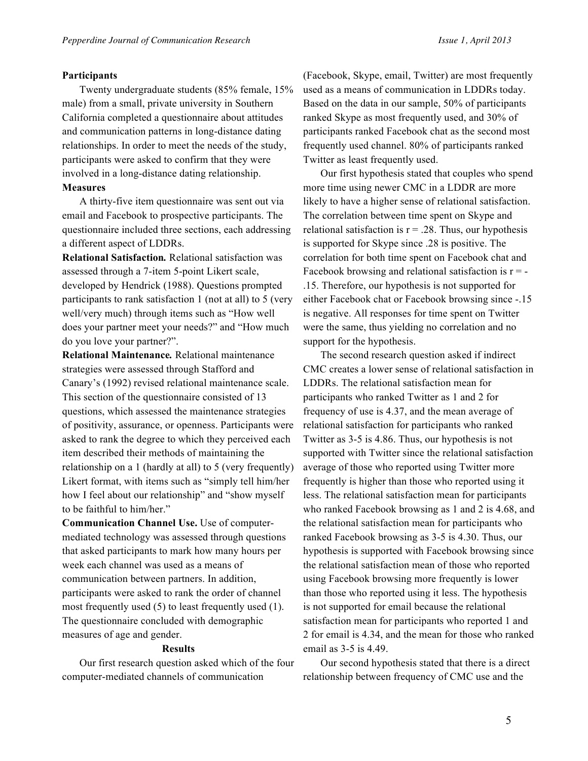**Participants**

Twenty undergraduate students (85% female, 15% male) from a small, private university in Southern California completed a questionnaire about attitudes and communication patterns in long-distance dating relationships. In order to meet the needs of the study, participants were asked to confirm that they were involved in a long-distance dating relationship.

**Measures**

A thirty-five item questionnaire was sent out via email and Facebook to prospective participants. The questionnaire included three sections, each addressing a different aspect of LDDRs.

***Relational Satisfaction.*** Relational satisfaction was assessed through a 7-item 5-point Likert scale, developed by Hendrick (1988). Questions prompted participants to rank satisfaction 1 (not at all) to 5 (very well/very much) through items such as "How well does your partner meet your needs?" and "How much do you love your partner?".

***Relational Maintenance.*** Relational maintenance strategies were assessed through Stafford and Canary's (1992) revised relational maintenance scale. This section of the questionnaire consisted of 13 questions, which assessed the maintenance strategies of positivity, assurance, or openness. Participants were asked to rank the degree to which they perceived each item described their methods of maintaining the relationship on a 1 (hardly at all) to 5 (very frequently) Likert format, with items such as "simply tell him/her how I feel about our relationship" and "show myself to be faithful to him/her."

**Communication Channel Use.** Use of computer-mediated technology was assessed through questions that asked participants to mark how many hours per week each channel was used as a means of communication between partners. In addition, participants were asked to rank the order of channel most frequently used (5) to least frequently used (1). The questionnaire concluded with demographic measures of age and gender.

**Results**

Our first research question asked which of the four computer-mediated channels of communication (Facebook, Skype, email, Twitter) are most frequently used as a means of communication in LDDRs today. Based on the data in our sample, 50% of participants ranked Skype as most frequently used, and 30% of participants ranked Facebook chat as the second most frequently used channel. 80% of participants ranked Twitter as least frequently used.

Our first hypothesis stated that couples who spend more time using newer CMC in a LDDR are more likely to have a higher sense of relational satisfaction. The correlation between time spent on Skype and relational satisfaction is $r = .28$. Thus, our hypothesis is supported for Skype since .28 is positive. The correlation for both time spent on Facebook chat and Facebook browsing and relational satisfaction is $r = -.15$. Therefore, our hypothesis is not supported for either Facebook chat or Facebook browsing since -.15 is negative. All responses for time spent on Twitter were the same, thus yielding no correlation and no support for the hypothesis.

The second research question asked if indirect CMC creates a lower sense of relational satisfaction in LDDRs. The relational satisfaction mean for participants who ranked Twitter as 1 and 2 for frequency of use is 4.37, and the mean average of relational satisfaction for participants who ranked Twitter as 3-5 is 4.86. Thus, our hypothesis is not supported with Twitter since the relational satisfaction average of those who reported using Twitter more frequently is higher than those who reported using it less. The relational satisfaction mean for participants who ranked Facebook browsing as 1 and 2 is 4.68, and the relational satisfaction mean for participants who ranked Facebook browsing as 3-5 is 4.30. Thus, our hypothesis is supported with Facebook browsing since the relational satisfaction mean of those who reported using Facebook browsing more frequently is lower than those who reported using it less. The hypothesis is not supported for email because the relational satisfaction mean for participants who reported 1 and 2 for email is 4.34, and the mean for those who ranked email as 3-5 is 4.49.

Our second hypothesis stated that there is a direct relationship between frequency of CMC use and the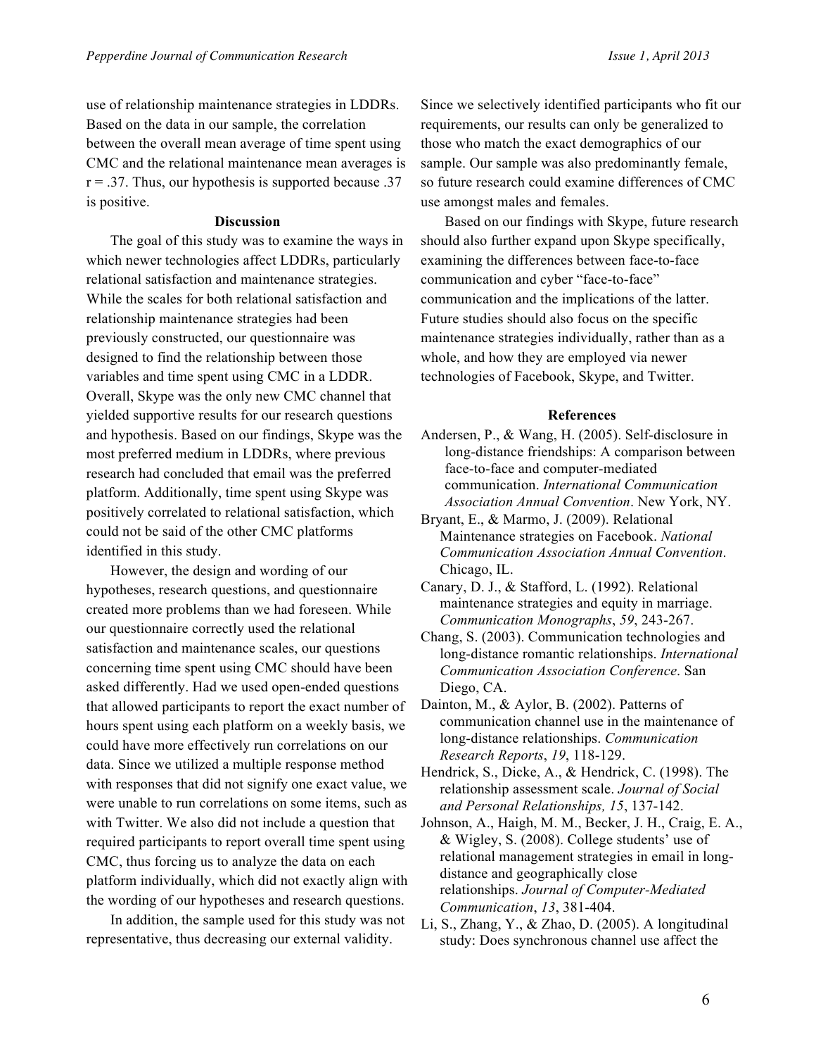use of relationship maintenance strategies in LDDRs. Based on the data in our sample, the correlation between the overall mean average of time spent using CMC and the relational maintenance mean averages is $r = .37$. Thus, our hypothesis is supported because .37 is positive.

## Discussion

The goal of this study was to examine the ways in which newer technologies affect LDDRs, particularly relational satisfaction and maintenance strategies. While the scales for both relational satisfaction and relationship maintenance strategies had been previously constructed, our questionnaire was designed to find the relationship between those variables and time spent using CMC in a LDDR. Overall, Skype was the only new CMC channel that yielded supportive results for our research questions and hypothesis. Based on our findings, Skype was the most preferred medium in LDDRs, where previous research had concluded that email was the preferred platform. Additionally, time spent using Skype was positively correlated to relational satisfaction, which could not be said of the other CMC platforms identified in this study.

However, the design and wording of our hypotheses, research questions, and questionnaire created more problems than we had foreseen. While our questionnaire correctly used the relational satisfaction and maintenance scales, our questions concerning time spent using CMC should have been asked differently. Had we used open-ended questions that allowed participants to report the exact number of hours spent using each platform on a weekly basis, we could have more effectively run correlations on our data. Since we utilized a multiple response method with responses that did not signify one exact value, we were unable to run correlations on some items, such as with Twitter. We also did not include a question that required participants to report overall time spent using CMC, thus forcing us to analyze the data on each platform individually, which did not exactly align with the wording of our hypotheses and research questions.

In addition, the sample used for this study was not representative, thus decreasing our external validity. Since we selectively identified participants who fit our requirements, our results can only be generalized to those who match the exact demographics of our sample. Our sample was also predominantly female, so future research could examine differences of CMC use amongst males and females.

Based on our findings with Skype, future research should also further expand upon Skype specifically, examining the differences between face-to-face communication and cyber "face-to-face" communication and the implications of the latter. Future studies should also focus on the specific maintenance strategies individually, rather than as a whole, and how they are employed via newer technologies of Facebook, Skype, and Twitter.

## References

Andersen, P., & Wang, H. (2005). Self-disclosure in long-distance friendships: A comparison between face-to-face and computer-mediated communication. *International Communication Association Annual Convention*. New York, NY.

Bryant, E., & Marmo, J. (2009). Relational Maintenance strategies on Facebook. *National Communication Association Annual Convention*. Chicago, IL.

Canary, D. J., & Stafford, L. (1992). Relational maintenance strategies and equity in marriage. *Communication Monographs*, *59*, 243-267.

Chang, S. (2003). Communication technologies and long-distance romantic relationships. *International Communication Association Conference*. San Diego, CA.

Dainton, M., & Aylor, B. (2002). Patterns of communication channel use in the maintenance of long-distance relationships. *Communication Research Reports*, *19*, 118-129.

Hendrick, S., Dicke, A., & Hendrick, C. (1998). The relationship assessment scale. *Journal of Social and Personal Relationships, 15*, 137-142.

Johnson, A., Haigh, M. M., Becker, J. H., Craig, E. A., & Wigley, S. (2008). College students' use of relational management strategies in email in long-distance and geographically close relationships. *Journal of Computer-Mediated Communication*, *13*, 381-404.

Li, S., Zhang, Y., & Zhao, D. (2005). A longitudinal study: Does synchronous channel use affect the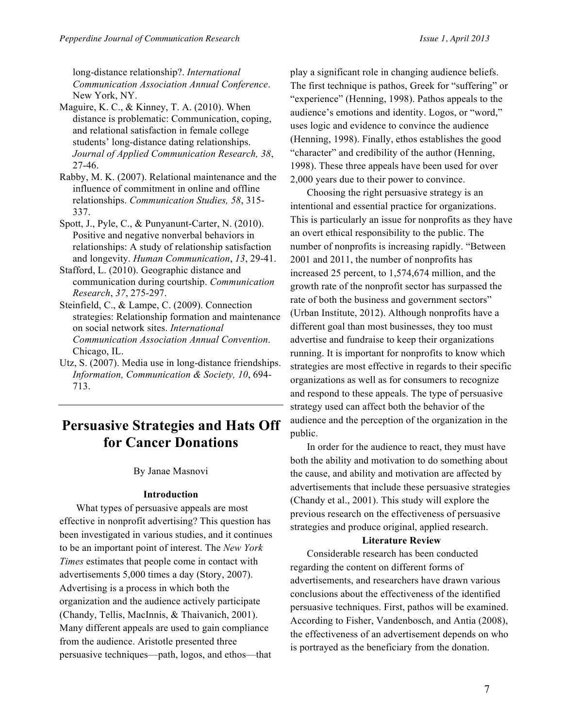long-distance relationship?. *International Communication Association Annual Conference*. New York, NY.

Maguire, K. C., & Kinney, T. A. (2010). When distance is problematic: Communication, coping, and relational satisfaction in female college students' long-distance dating relationships. *Journal of Applied Communication Research, 38*, 27-46.

Rabby, M. K. (2007). Relational maintenance and the influence of commitment in online and offline relationships. *Communication Studies, 58*, 315-337.

Spott, J., Pyle, C., & Punyanunt-Carter, N. (2010). Positive and negative nonverbal behaviors in relationships: A study of relationship satisfaction and longevity. *Human Communication*, *13*, 29-41.

Stafford, L. (2010). Geographic distance and communication during courtship. *Communication Research*, *37*, 275-297.

Steinfield, C., & Lampe, C. (2009). Connection strategies: Relationship formation and maintenance on social network sites. *International Communication Association Annual Convention*. Chicago, IL.

Utz, S. (2007). Media use in long-distance friendships. *Information, Communication & Society, 10*, 694-713.

---

# Persuasive Strategies and Hats Off for Cancer Donations

By Janae Masnovi

### Introduction

What types of persuasive appeals are most effective in nonprofit advertising? This question has been investigated in various studies, and it continues to be an important point of interest. The *New York Times* estimates that people come in contact with advertisements 5,000 times a day (Story, 2007). Advertising is a process in which both the organization and the audience actively participate (Chandy, Tellis, MacInnis, & Thaivanich, 2001). Many different appeals are used to gain compliance from the audience. Aristotle presented three persuasive techniques—path, logos, and ethos—that play a significant role in changing audience beliefs. The first technique is pathos, Greek for "suffering" or "experience" (Henning, 1998). Pathos appeals to the audience's emotions and identity. Logos, or "word," uses logic and evidence to convince the audience (Henning, 1998). Finally, ethos establishes the good "character" and credibility of the author (Henning, 1998). These three appeals have been used for over 2,000 years due to their power to convince.

Choosing the right persuasive strategy is an intentional and essential practice for organizations. This is particularly an issue for nonprofits as they have an overt ethical responsibility to the public. The number of nonprofits is increasing rapidly. "Between 2001 and 2011, the number of nonprofits has increased 25 percent, to 1,574,674 million, and the growth rate of the nonprofit sector has surpassed the rate of both the business and government sectors" (Urban Institute, 2012). Although nonprofits have a different goal than most businesses, they too must advertise and fundraise to keep their organizations running. It is important for nonprofits to know which strategies are most effective in regards to their specific organizations as well as for consumers to recognize and respond to these appeals. The type of persuasive strategy used can affect both the behavior of the audience and the perception of the organization in the public.

In order for the audience to react, they must have both the ability and motivation to do something about the cause, and ability and motivation are affected by advertisements that include these persuasive strategies (Chandy et al., 2001). This study will explore the previous research on the effectiveness of persuasive strategies and produce original, applied research.

### Literature Review

Considerable research has been conducted regarding the content on different forms of advertisements, and researchers have drawn various conclusions about the effectiveness of the identified persuasive techniques. First, pathos will be examined. According to Fisher, Vandenbosch, and Antia (2008), the effectiveness of an advertisement depends on who is portrayed as the beneficiary from the donation.